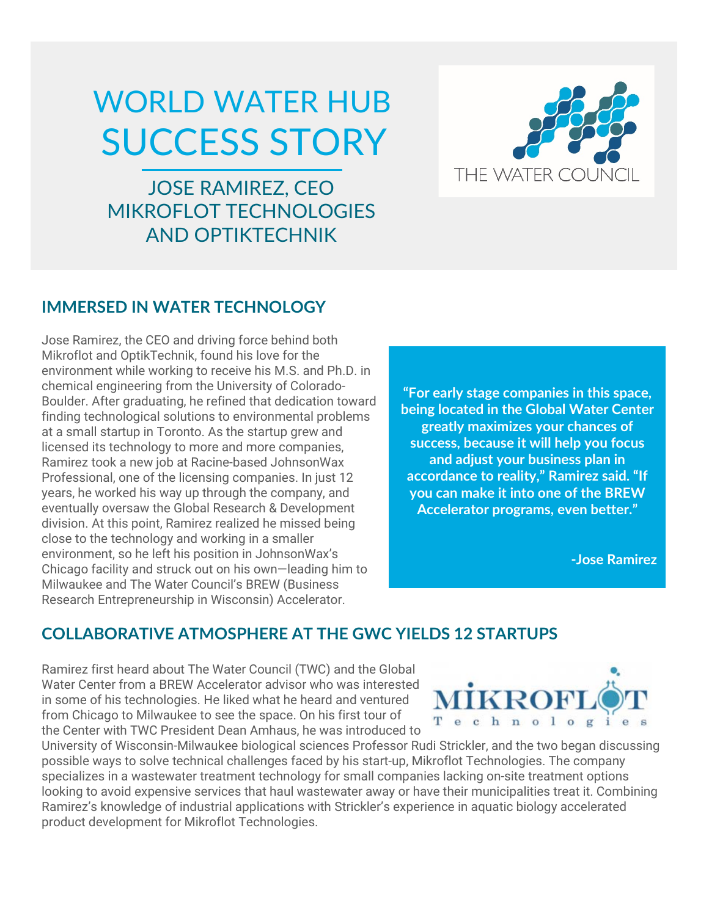# WORLD WATER HUB SUCCESS STORY

## JOSE RAMIREZ, CEO MIKROFLOT TECHNOLOGIES AND OPTIKTECHNIK

THE WATER COUNCIL

## IMMERSED IN WATER TECHNOLOGY

Jose Ramirez, the CEO and driving force behind both Mikroflot and OptikTechnik, found his love for the environment while working to receive his M.S. and Ph.D. in chemical engineering from the University of Colorado-Boulder. After graduating, he refined that dedication toward finding technological solutions to environmental problems at a small startup in Toronto. As the startup grew and licensed its technology to more and more companies, Ramirez took a new job at Racine-based JohnsonWax Professional, one of the licensing companies. In just 12 years, he worked his way up through the company, and eventually oversaw the Global Research & Development division. At this point, Ramirez realized he missed being close to the technology and working in a smaller environment, so he left his position in JohnsonWax's Chicago facility and struck out on his own—leading him to Milwaukee and The Water Council's BREW (Business Research Entrepreneurship in Wisconsin) Accelerator.

> **"For early stage companies in this space, being located in the Global Water Center greatly maximizes your chances of success, because it will help you focus and adjust your business plan in accordance to reality," Ramirez said. "If you can make it into one of the BREW Accelerator programs, even better."**
>
> **-Jose Ramirez**

## COLLABORATIVE ATMOSPHERE AT THE GWC YIELDS 12 STARTUPS

MIKROFLOT Technologies

Ramirez first heard about The Water Council (TWC) and the Global Water Center from a BREW Accelerator advisor who was interested in some of his technologies. He liked what he heard and ventured from Chicago to Milwaukee to see the space. On his first tour of the Center with TWC President Dean Amhaus, he was introduced to University of Wisconsin-Milwaukee biological sciences Professor Rudi Strickler, and the two began discussing possible ways to solve technical challenges faced by his start-up, Mikroflot Technologies. The company specializes in a wastewater treatment technology for small companies lacking on-site treatment options looking to avoid expensive services that haul wastewater away or have their municipalities treat it. Combining Ramirez's knowledge of industrial applications with Strickler's experience in aquatic biology accelerated product development for Mikroflot Technologies.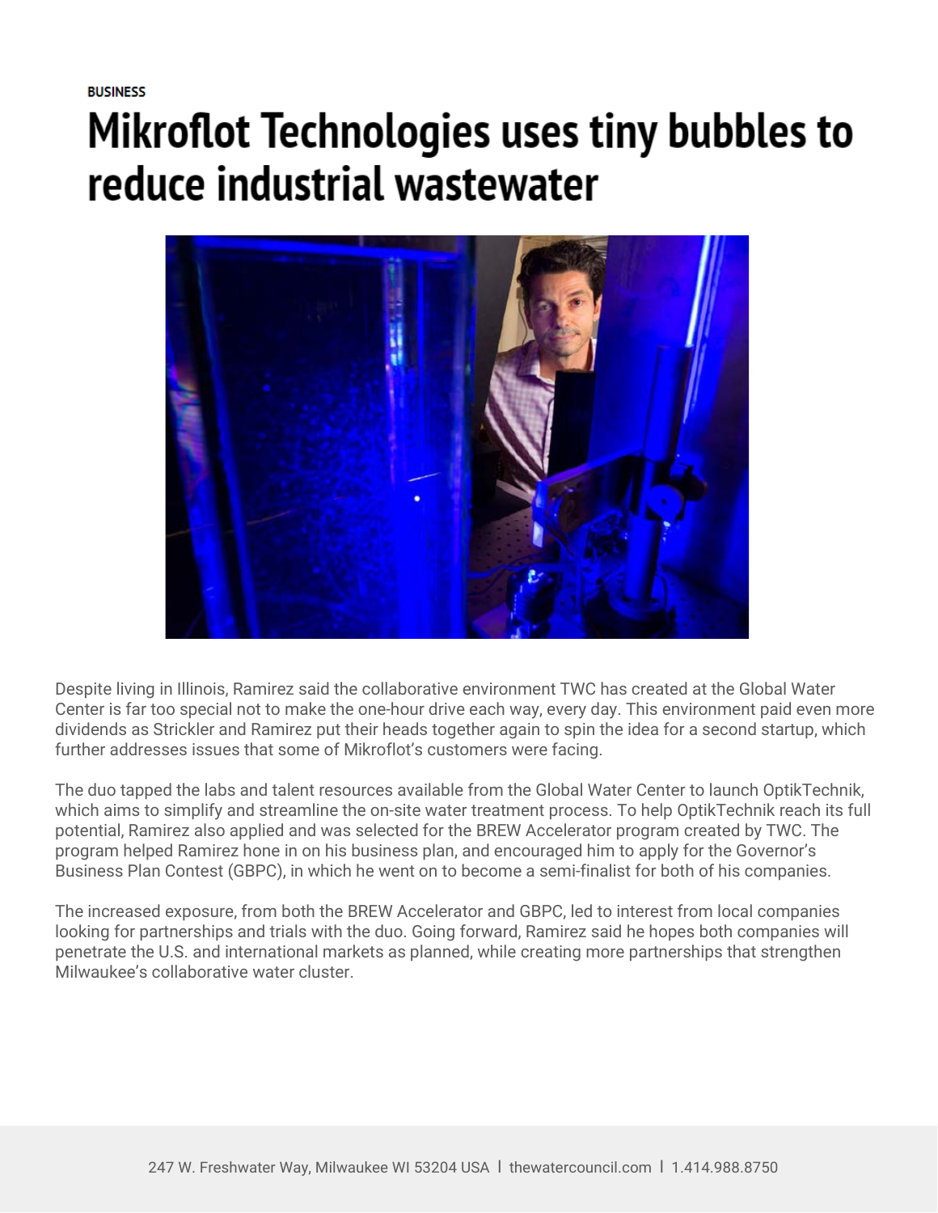BUSINESS

# Mikroflot Technologies uses tiny bubbles to reduce industrial wastewater

Despite living in Illinois, Ramirez said the collaborative environment TWC has created at the Global Water Center is far too special not to make the one-hour drive each way, every day. This environment paid even more dividends as Strickler and Ramirez put their heads together again to spin the idea for a second startup, which further addresses issues that some of Mikroflot's customers were facing.

The duo tapped the labs and talent resources available from the Global Water Center to launch OptikTechnik, which aims to simplify and streamline the on-site water treatment process. To help OptikTechnik reach its full potential, Ramirez also applied and was selected for the BREW Accelerator program created by TWC. The program helped Ramirez hone in on his business plan, and encouraged him to apply for the Governor's Business Plan Contest (GBPC), in which he went on to become a semi-finalist for both of his companies.

The increased exposure, from both the BREW Accelerator and GBPC, led to interest from local companies looking for partnerships and trials with the duo. Going forward, Ramirez said he hopes both companies will penetrate the U.S. and international markets as planned, while creating more partnerships that strengthen Milwaukee's collaborative water cluster.